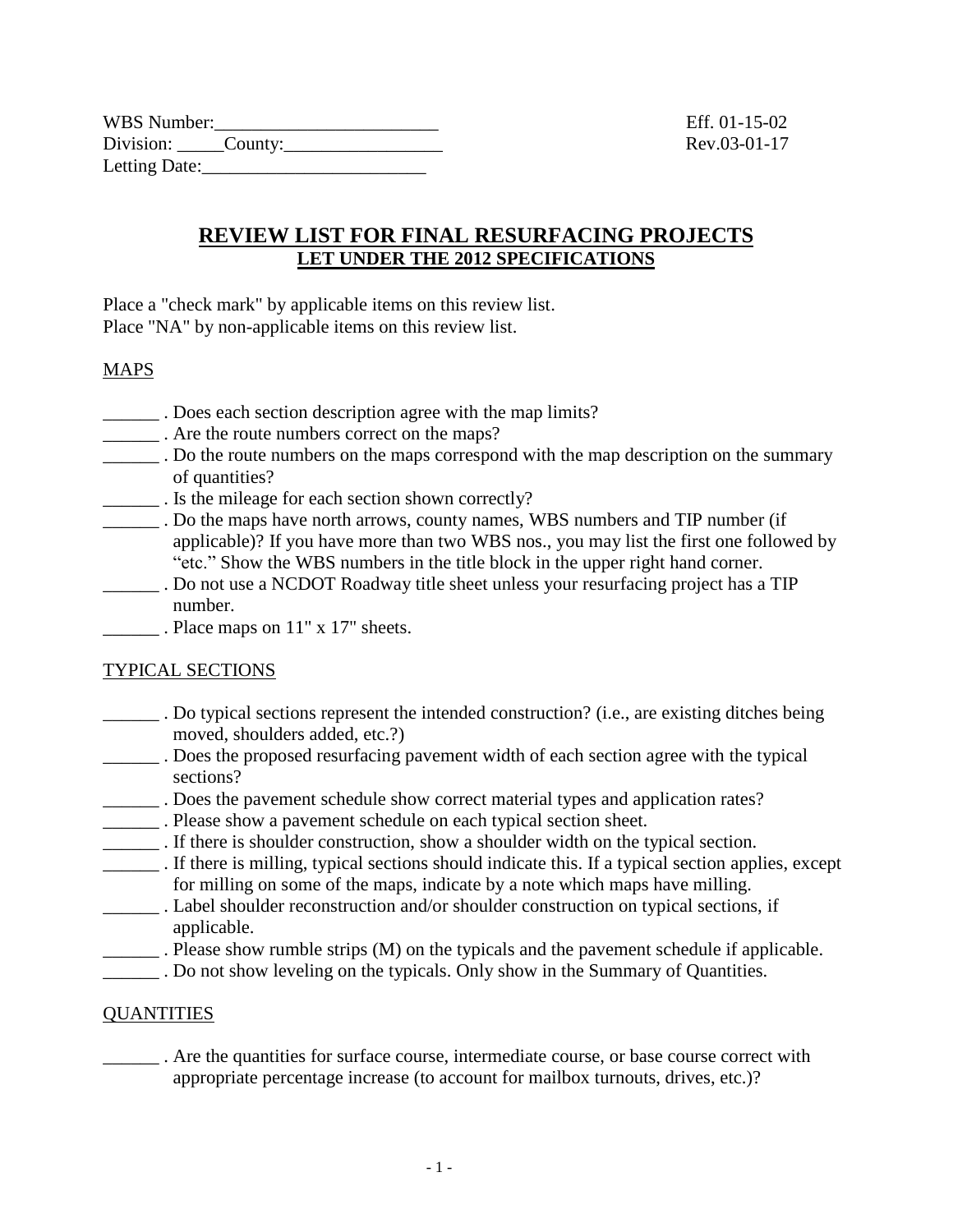WBS Number:________________________ Eff. 01-15-02
Division: _____County:_________________ Rev.03-01-17
Letting Date:________________________

# REVIEW LIST FOR FINAL RESURFACING PROJECTS
## LET UNDER THE 2012 SPECIFICATIONS

Place a "check mark" by applicable items on this review list.
Place "NA" by non-applicable items on this review list.

### MAPS

______ . Does each section description agree with the map limits?
______ . Are the route numbers correct on the maps?
______ . Do the route numbers on the maps correspond with the map description on the summary of quantities?
______ . Is the mileage for each section shown correctly?
______ . Do the maps have north arrows, county names, WBS numbers and TIP number (if applicable)? If you have more than two WBS nos., you may list the first one followed by "etc." Show the WBS numbers in the title block in the upper right hand corner.
______ . Do not use a NCDOT Roadway title sheet unless your resurfacing project has a TIP number.
______ . Place maps on 11" x 17" sheets.

### TYPICAL SECTIONS

______ . Do typical sections represent the intended construction? (i.e., are existing ditches being moved, shoulders added, etc.?)
______ . Does the proposed resurfacing pavement width of each section agree with the typical sections?
______ . Does the pavement schedule show correct material types and application rates?
______ . Please show a pavement schedule on each typical section sheet.
______ . If there is shoulder construction, show a shoulder width on the typical section.
______ . If there is milling, typical sections should indicate this. If a typical section applies, except for milling on some of the maps, indicate by a note which maps have milling.
______ . Label shoulder reconstruction and/or shoulder construction on typical sections, if applicable.
______ . Please show rumble strips (M) on the typicals and the pavement schedule if applicable.
______ . Do not show leveling on the typicals. Only show in the Summary of Quantities.

### QUANTITIES

______ . Are the quantities for surface course, intermediate course, or base course correct with appropriate percentage increase (to account for mailbox turnouts, drives, etc.)?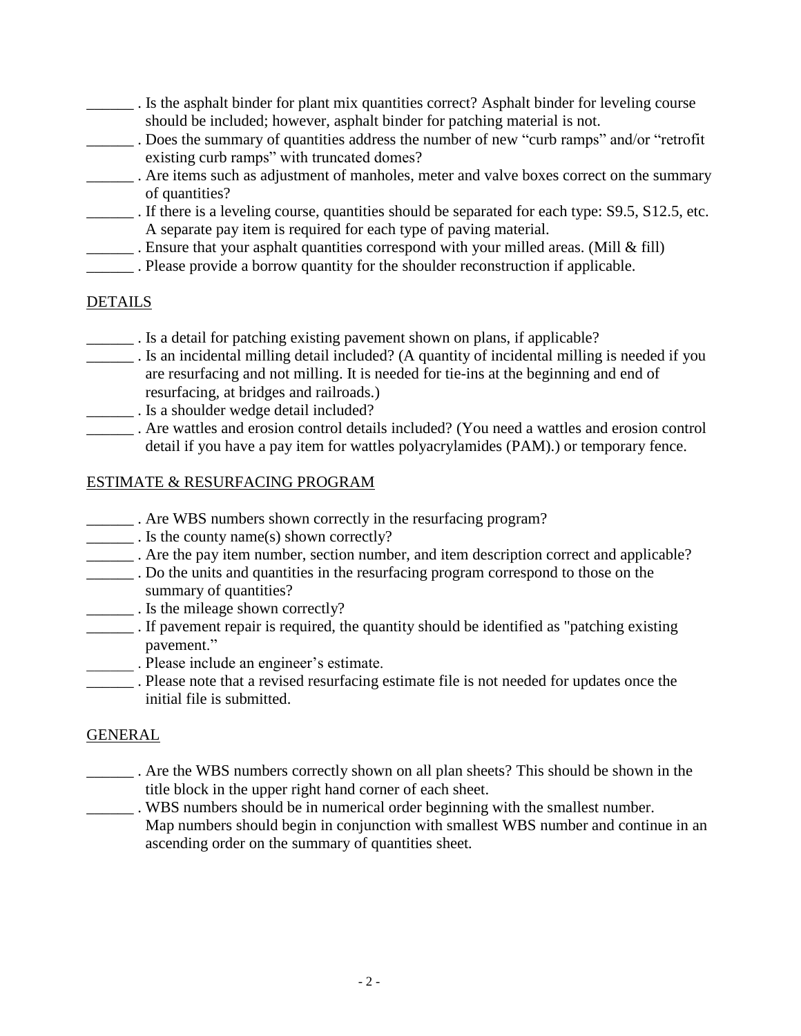______ . Is the asphalt binder for plant mix quantities correct? Asphalt binder for leveling course should be included; however, asphalt binder for patching material is not.

______ . Does the summary of quantities address the number of new "curb ramps" and/or "retrofit existing curb ramps" with truncated domes?

______ . Are items such as adjustment of manholes, meter and valve boxes correct on the summary of quantities?

______ . If there is a leveling course, quantities should be separated for each type: S9.5, S12.5, etc. A separate pay item is required for each type of paving material.

______ . Ensure that your asphalt quantities correspond with your milled areas. (Mill & fill)

______ . Please provide a borrow quantity for the shoulder reconstruction if applicable.

## DETAILS

______ . Is a detail for patching existing pavement shown on plans, if applicable?

______ . Is an incidental milling detail included? (A quantity of incidental milling is needed if you are resurfacing and not milling. It is needed for tie-ins at the beginning and end of resurfacing, at bridges and railroads.)

______ . Is a shoulder wedge detail included?

______ . Are wattles and erosion control details included? (You need a wattles and erosion control detail if you have a pay item for wattles polyacrylamides (PAM).) or temporary fence.

## ESTIMATE & RESURFACING PROGRAM

______ . Are WBS numbers shown correctly in the resurfacing program?

______ . Is the county name(s) shown correctly?

______ . Are the pay item number, section number, and item description correct and applicable?

______ . Do the units and quantities in the resurfacing program correspond to those on the summary of quantities?

______ . Is the mileage shown correctly?

______ . If pavement repair is required, the quantity should be identified as "patching existing pavement."

______ . Please include an engineer's estimate.

______ . Please note that a revised resurfacing estimate file is not needed for updates once the initial file is submitted.

## GENERAL

______ . Are the WBS numbers correctly shown on all plan sheets? This should be shown in the title block in the upper right hand corner of each sheet.

______ . WBS numbers should be in numerical order beginning with the smallest number. Map numbers should begin in conjunction with smallest WBS number and continue in an ascending order on the summary of quantities sheet.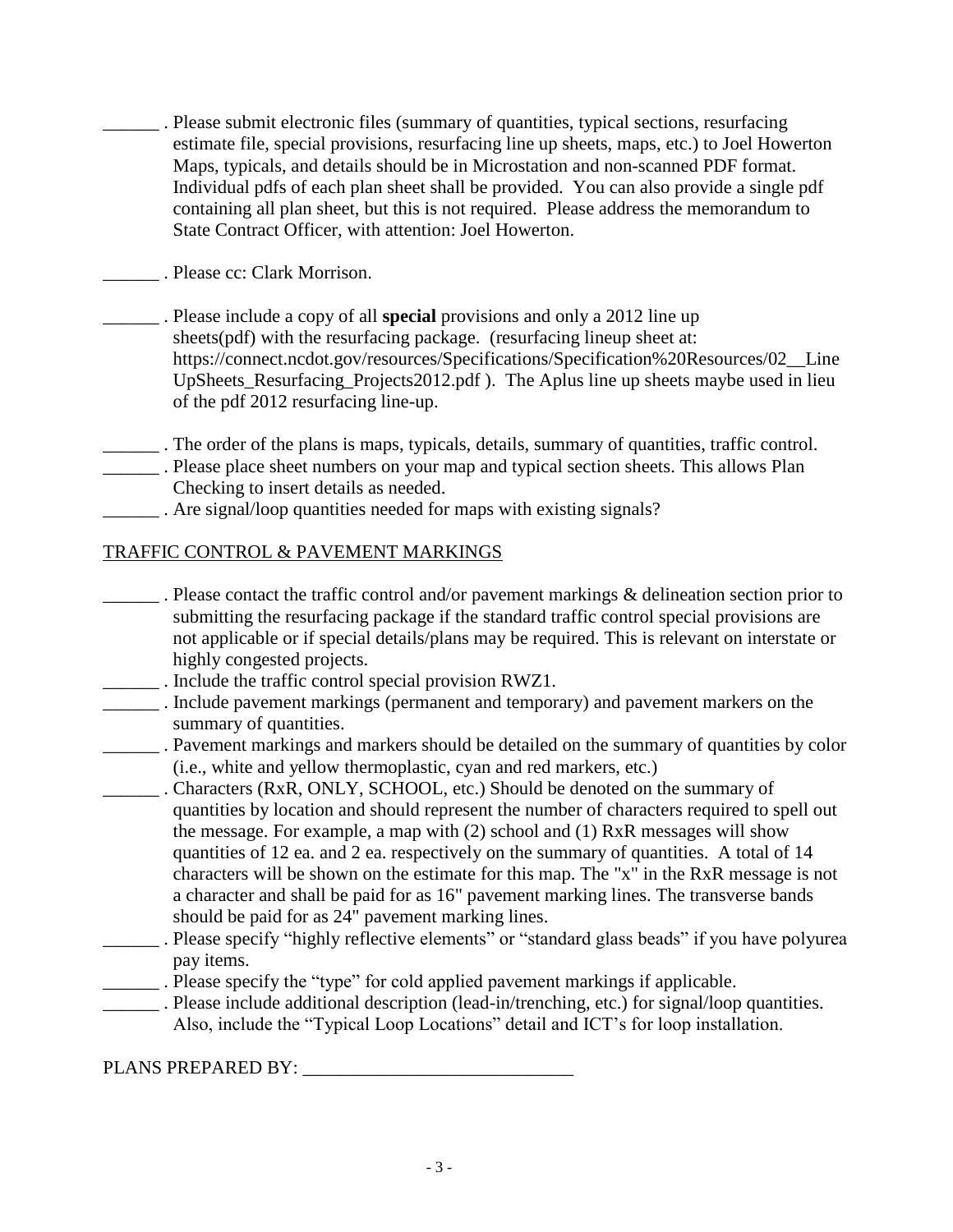______ . Please submit electronic files (summary of quantities, typical sections, resurfacing estimate file, special provisions, resurfacing line up sheets, maps, etc.) to Joel Howerton Maps, typicals, and details should be in Microstation and non-scanned PDF format. Individual pdfs of each plan sheet shall be provided. You can also provide a single pdf containing all plan sheet, but this is not required. Please address the memorandum to State Contract Officer, with attention: Joel Howerton.

______ . Please cc: Clark Morrison.

______ . Please include a copy of all **special** provisions and only a 2012 line up sheets(pdf) with the resurfacing package. (resurfacing lineup sheet at: https://connect.ncdot.gov/resources/Specifications/Specification%20Resources/02__Line UpSheets_Resurfacing_Projects2012.pdf ). The Aplus line up sheets maybe used in lieu of the pdf 2012 resurfacing line-up.

______ . The order of the plans is maps, typicals, details, summary of quantities, traffic control.

______ . Please place sheet numbers on your map and typical section sheets. This allows Plan Checking to insert details as needed.

______ . Are signal/loop quantities needed for maps with existing signals?

## TRAFFIC CONTROL & PAVEMENT MARKINGS

______ . Please contact the traffic control and/or pavement markings & delineation section prior to submitting the resurfacing package if the standard traffic control special provisions are not applicable or if special details/plans may be required. This is relevant on interstate or highly congested projects.

______ . Include the traffic control special provision RWZ1.

______ . Include pavement markings (permanent and temporary) and pavement markers on the summary of quantities.

______ . Pavement markings and markers should be detailed on the summary of quantities by color (i.e., white and yellow thermoplastic, cyan and red markers, etc.)

______ . Characters (RxR, ONLY, SCHOOL, etc.) Should be denoted on the summary of quantities by location and should represent the number of characters required to spell out the message. For example, a map with (2) school and (1) RxR messages will show quantities of 12 ea. and 2 ea. respectively on the summary of quantities. A total of 14 characters will be shown on the estimate for this map. The "x" in the RxR message is not a character and shall be paid for as 16" pavement marking lines. The transverse bands should be paid for as 24" pavement marking lines.

______ . Please specify "highly reflective elements" or "standard glass beads" if you have polyurea pay items.

______ . Please specify the "type" for cold applied pavement markings if applicable.

______ . Please include additional description (lead-in/trenching, etc.) for signal/loop quantities. Also, include the "Typical Loop Locations" detail and ICT's for loop installation.

PLANS PREPARED BY: ____________________________